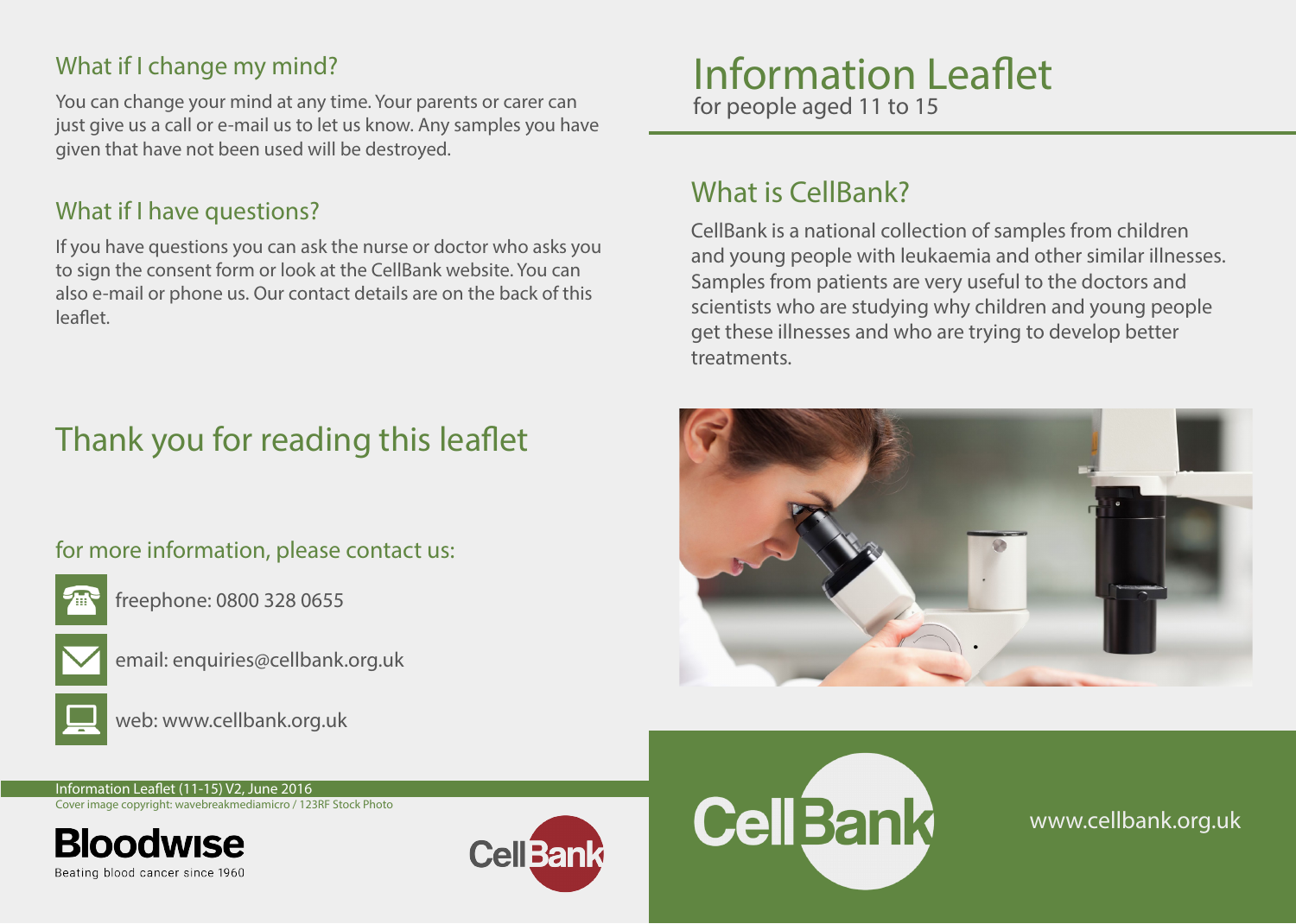## What if I change my mind?

You can change your mind at any time. Your parents or carer can just give us a call or e-mail us to let us know. Any samples you have given that have not been used will be destroyed.

## What if I have questions?

If you have questions you can ask the nurse or doctor who asks you to sign the consent form or look at the CellBank website. You can also e-mail or phone us. Our contact details are on the back of this leaflet.

# Thank you for reading this leaflet

### for more information, please contact us:

freephone: 0800 328 0655

email: enquiries@cellbank.org.uk

web: www.cellbank.org.uk

Information Leaflet (11-15) V2, June 2016

Cover image copyright: wavebreakmediamicro / 123RF Stock Photo

Bloodwise

Beating blood cancer since 1960

CellBank

# Information Leaflet

for people aged 11 to 15

## What is CellBank?

CellBank is a national collection of samples from children and young people with leukaemia and other similar illnesses. Samples from patients are very useful to the doctors and scientists who are studying why children and young people get these illnesses and who are trying to develop better treatments.

CellBank

www.cellbank.org.uk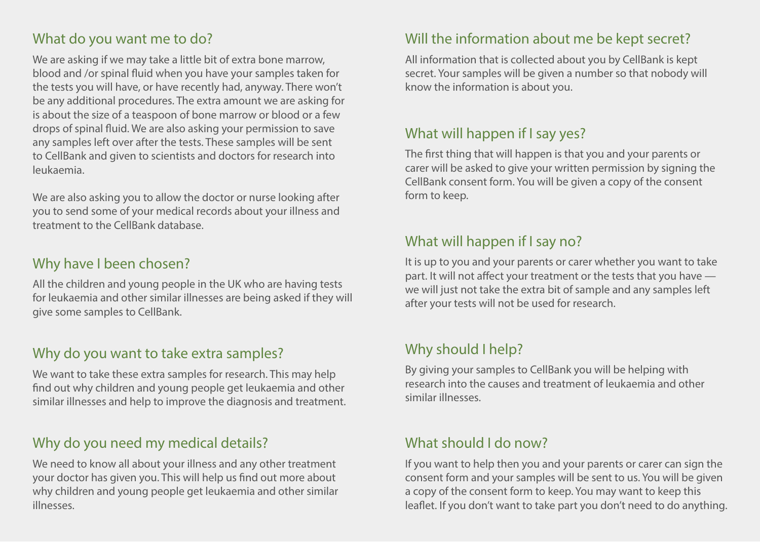## What do you want me to do?

We are asking if we may take a little bit of extra bone marrow, blood and /or spinal fluid when you have your samples taken for the tests you will have, or have recently had, anyway. There won't be any additional procedures. The extra amount we are asking for is about the size of a teaspoon of bone marrow or blood or a few drops of spinal fluid. We are also asking your permission to save any samples left over after the tests. These samples will be sent to CellBank and given to scientists and doctors for research into leukaemia.

We are also asking you to allow the doctor or nurse looking after you to send some of your medical records about your illness and treatment to the CellBank database.

## Why have I been chosen?

All the children and young people in the UK who are having tests for leukaemia and other similar illnesses are being asked if they will give some samples to CellBank.

## Why do you want to take extra samples?

We want to take these extra samples for research. This may help find out why children and young people get leukaemia and other similar illnesses and help to improve the diagnosis and treatment.

## Why do you need my medical details?

We need to know all about your illness and any other treatment your doctor has given you. This will help us find out more about why children and young people get leukaemia and other similar illnesses.

## Will the information about me be kept secret?

All information that is collected about you by CellBank is kept secret. Your samples will be given a number so that nobody will know the information is about you.

## What will happen if I say yes?

The first thing that will happen is that you and your parents or carer will be asked to give your written permission by signing the CellBank consent form. You will be given a copy of the consent form to keep.

## What will happen if I say no?

It is up to you and your parents or carer whether you want to take part. It will not affect your treatment or the tests that you have — we will just not take the extra bit of sample and any samples left after your tests will not be used for research.

## Why should I help?

By giving your samples to CellBank you will be helping with research into the causes and treatment of leukaemia and other similar illnesses.

## What should I do now?

If you want to help then you and your parents or carer can sign the consent form and your samples will be sent to us. You will be given a copy of the consent form to keep. You may want to keep this leaflet. If you don't want to take part you don't need to do anything.